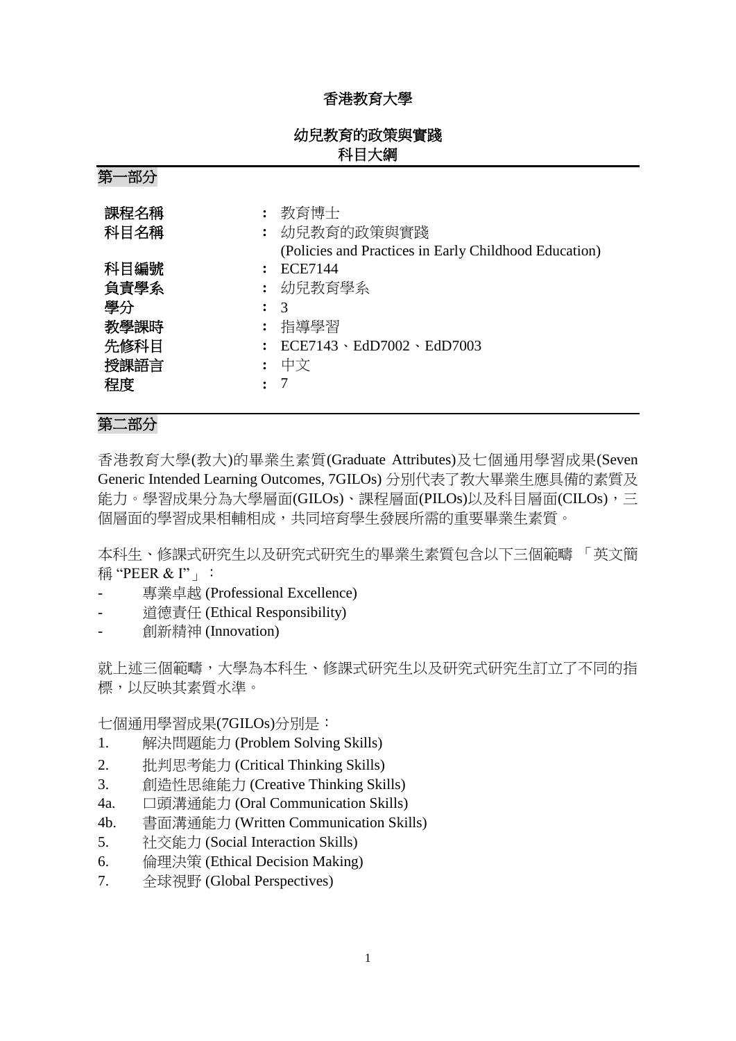# 香港教育大學

## 幼兒教育的政策與實踐
## 科目大綱

### 第一部分

| | | |
|---|---|---|
| 課程名稱 | : | 教育博士 |
| 科目名稱 | : | 幼兒教育的政策與實踐<br>(Policies and Practices in Early Childhood Education) |
| 科目編號 | : | ECE7144 |
| 負責學系 | : | 幼兒教育學系 |
| 學分 | : | 3 |
| 教學課時 | : | 指導學習 |
| 先修科目 | : | ECE7143、EdD7002、EdD7003 |
| 授課語言 | : | 中文 |
| 程度 | : | 7 |

### 第二部分

香港教育大學(教大)的畢業生素質(Graduate Attributes)及七個通用學習成果(Seven Generic Intended Learning Outcomes, 7GILOs) 分別代表了教大畢業生應具備的素質及能力。學習成果分為大學層面(GILOs)、課程層面(PILOs)以及科目層面(CILOs)，三個層面的學習成果相輔相成，共同培育學生發展所需的重要畢業生素質。

本科生、修課式研究生以及研究式研究生的畢業生素質包含以下三個範疇 「英文簡稱 "PEER & I"」：

- 專業卓越 (Professional Excellence)
- 道德責任 (Ethical Responsibility)
- 創新精神 (Innovation)

就上述三個範疇，大學為本科生、修課式研究生以及研究式研究生訂立了不同的指標，以反映其素質水準。

七個通用學習成果(7GILOs)分別是：

1. 解決問題能力 (Problem Solving Skills)
2. 批判思考能力 (Critical Thinking Skills)
3. 創造性思維能力 (Creative Thinking Skills)
4a. 口頭溝通能力 (Oral Communication Skills)
4b. 書面溝通能力 (Written Communication Skills)
5. 社交能力 (Social Interaction Skills)
6. 倫理決策 (Ethical Decision Making)
7. 全球視野 (Global Perspectives)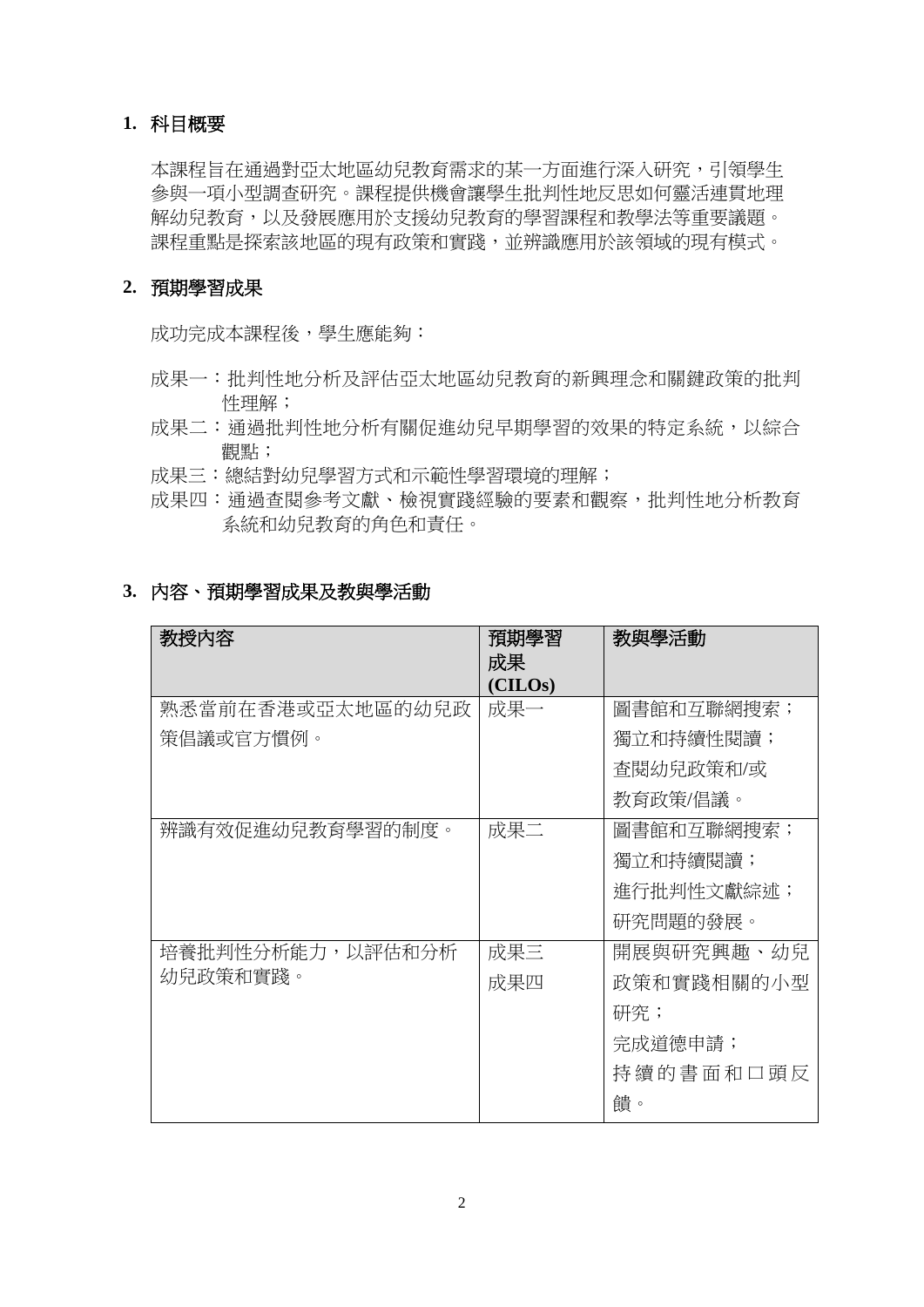## 1. 科目概要

本課程旨在通過對亞太地區幼兒教育需求的某一方面進行深入研究，引領學生參與一項小型調查研究。課程提供機會讓學生批判性地反思如何靈活連貫地理解幼兒教育，以及發展應用於支援幼兒教育的學習課程和教學法等重要議題。課程重點是探索該地區的現有政策和實踐，並辨識應用於該領域的現有模式。

## 2. 預期學習成果

成功完成本課程後，學生應能夠：

成果一：批判性地分析及評估亞太地區幼兒教育的新興理念和關鍵政策的批判性理解；

成果二：通過批判性地分析有關促進幼兒早期學習的效果的特定系統，以綜合觀點；

成果三：總結對幼兒學習方式和示範性學習環境的理解；

成果四：通過查閱參考文獻、檢視實踐經驗的要素和觀察，批判性地分析教育系統和幼兒教育的角色和責任。

## 3. 內容、預期學習成果及教與學活動

| 教授內容 | 預期學習成果 (CILOs) | 教與學活動 |
|---|---|---|
| 熟悉當前在香港或亞太地區的幼兒政策倡議或官方慣例。 | 成果一 | 圖書館和互聯網搜索；<br>獨立和持續性閱讀；<br>查閱幼兒政策和/或教育政策/倡議。 |
| 辨識有效促進幼兒教育學習的制度。 | 成果二 | 圖書館和互聯網搜索；<br>獨立和持續閱讀；<br>進行批判性文獻綜述；<br>研究問題的發展。 |
| 培養批判性分析能力，以評估和分析幼兒政策和實踐。 | 成果三<br>成果四 | 開展與研究興趣、幼兒政策和實踐相關的小型研究；<br>完成道德申請；<br>持續的書面和口頭反饋。 |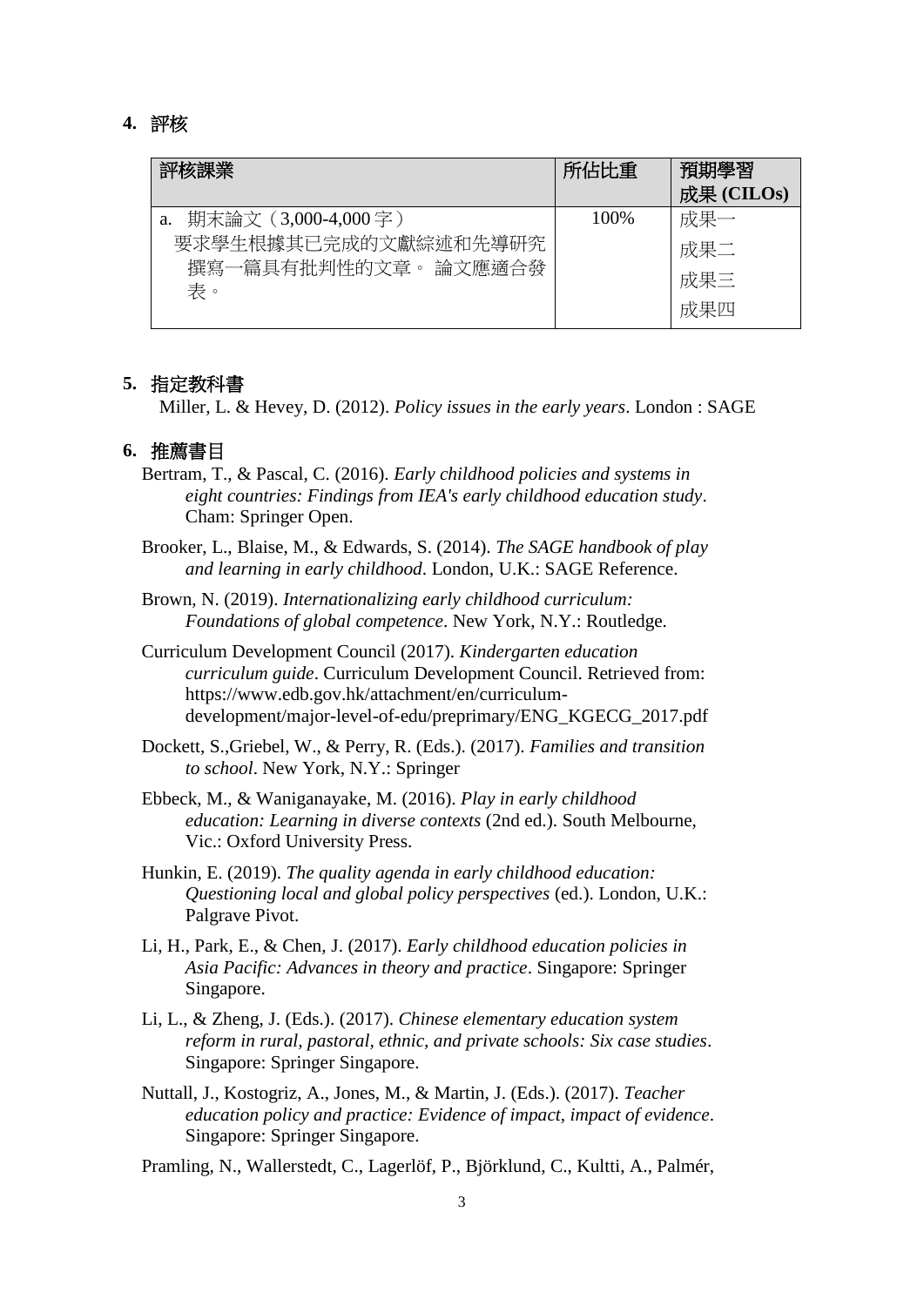## 4. 評核

| 評核課業 | 所佔比重 | 預期學習成果 (CILOs) |
|---|---|---|
| a. 期末論文（3,000-4,000 字）<br>要求學生根據其已完成的文獻綜述和先導研究撰寫一篇具有批判性的文章。 論文應適合發表。 | 100% | 成果一<br>成果二<br>成果三<br>成果四 |

## 5. 指定教科書

Miller, L. & Hevey, D. (2012). *Policy issues in the early years*. London : SAGE

## 6. 推薦書目

Bertram, T., & Pascal, C. (2016). *Early childhood policies and systems in eight countries: Findings from IEA's early childhood education study*. Cham: Springer Open.

Brooker, L., Blaise, M., & Edwards, S. (2014). *The SAGE handbook of play and learning in early childhood*. London, U.K.: SAGE Reference.

Brown, N. (2019). *Internationalizing early childhood curriculum: Foundations of global competence*. New York, N.Y.: Routledge.

Curriculum Development Council (2017). *Kindergarten education curriculum guide*. Curriculum Development Council. Retrieved from: https://www.edb.gov.hk/attachment/en/curriculum-development/major-level-of-edu/preprimary/ENG_KGECG_2017.pdf

Dockett, S.,Griebel, W., & Perry, R. (Eds.). (2017). *Families and transition to school*. New York, N.Y.: Springer

Ebbeck, M., & Waniganayake, M. (2016). *Play in early childhood education: Learning in diverse contexts* (2nd ed.). South Melbourne, Vic.: Oxford University Press.

Hunkin, E. (2019). *The quality agenda in early childhood education: Questioning local and global policy perspectives* (ed.). London, U.K.: Palgrave Pivot.

Li, H., Park, E., & Chen, J. (2017). *Early childhood education policies in Asia Pacific: Advances in theory and practice*. Singapore: Springer Singapore.

Li, L., & Zheng, J. (Eds.). (2017). *Chinese elementary education system reform in rural, pastoral, ethnic, and private schools: Six case studies*. Singapore: Springer Singapore.

Nuttall, J., Kostogriz, A., Jones, M., & Martin, J. (Eds.). (2017). *Teacher education policy and practice: Evidence of impact, impact of evidence*. Singapore: Springer Singapore.

Pramling, N., Wallerstedt, C., Lagerlöf, P., Björklund, C., Kultti, A., Palmér,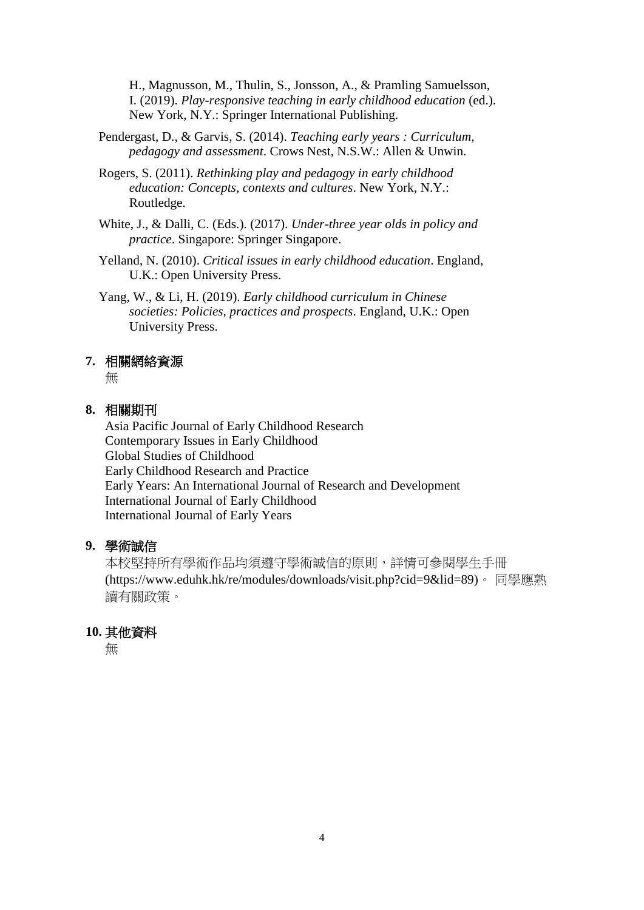H., Magnusson, M., Thulin, S., Jonsson, A., & Pramling Samuelsson, I. (2019). *Play-responsive teaching in early childhood education* (ed.). New York, N.Y.: Springer International Publishing.

Pendergast, D., & Garvis, S. (2014). *Teaching early years : Curriculum, pedagogy and assessment*. Crows Nest, N.S.W.: Allen & Unwin.

Rogers, S. (2011). *Rethinking play and pedagogy in early childhood education: Concepts, contexts and cultures*. New York, N.Y.: Routledge.

White, J., & Dalli, C. (Eds.). (2017). *Under-three year olds in policy and practice*. Singapore: Springer Singapore.

Yelland, N. (2010). *Critical issues in early childhood education*. England, U.K.: Open University Press.

Yang, W., & Li, H. (2019). *Early childhood curriculum in Chinese societies: Policies, practices and prospects*. England, U.K.: Open University Press.

## 7. 相關網絡資源

無

## 8. 相關期刊

Asia Pacific Journal of Early Childhood Research
Contemporary Issues in Early Childhood
Global Studies of Childhood
Early Childhood Research and Practice
Early Years: An International Journal of Research and Development
International Journal of Early Childhood
International Journal of Early Years

## 9. 學術誠信

本校堅持所有學術作品均須遵守學術誠信的原則，詳情可參閱學生手冊 (https://www.eduhk.hk/re/modules/downloads/visit.php?cid=9&lid=89)。 同學應熟讀有關政策。

## 10. 其他資料

無